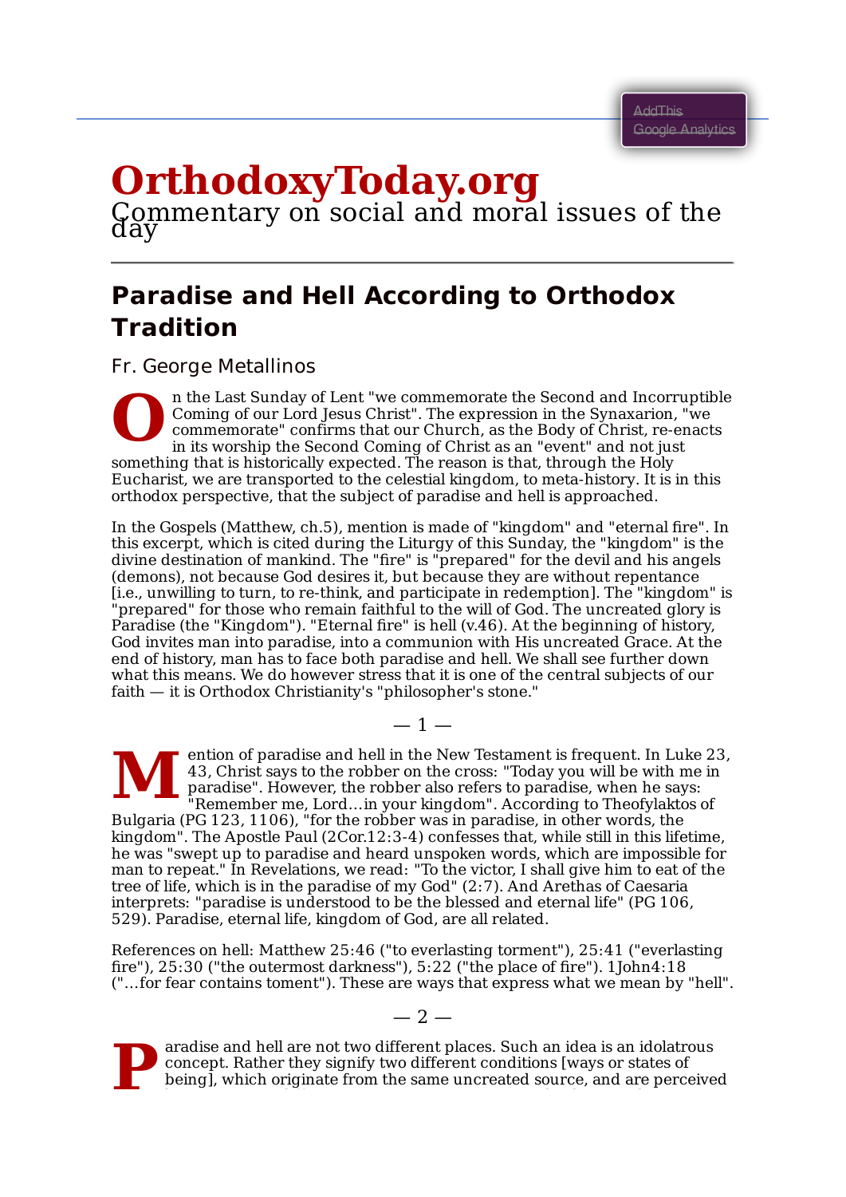# OrthodoxyToday.org

Commentary on social and moral issues of the day

## Paradise and Hell According to Orthodox Tradition

Fr. George Metallinos

On the Last Sunday of Lent "we commemorate the Second and Incorruptible Coming of our Lord Jesus Christ". The expression in the Synaxarion, "we commemorate" confirms that our Church, as the Body of Christ, re-enacts in its worship the Second Coming of Christ as an "event" and not just something that is historically expected. The reason is that, through the Holy Eucharist, we are transported to the celestial kingdom, to meta-history. It is in this orthodox perspective, that the subject of paradise and hell is approached.

In the Gospels (Matthew, ch.5), mention is made of "kingdom" and "eternal fire". In this excerpt, which is cited during the Liturgy of this Sunday, the "kingdom" is the divine destination of mankind. The "fire" is "prepared" for the devil and his angels (demons), not because God desires it, but because they are without repentance [i.e., unwilling to turn, to re-think, and participate in redemption]. The "kingdom" is "prepared" for those who remain faithful to the will of God. The uncreated glory is Paradise (the "Kingdom"). "Eternal fire" is hell (v.46). At the beginning of history, God invites man into paradise, into a communion with His uncreated Grace. At the end of history, man has to face both paradise and hell. We shall see further down what this means. We do however stress that it is one of the central subjects of our faith — it is Orthodox Christianity's "philosopher's stone."

— 1 —

Mention of paradise and hell in the New Testament is frequent. In Luke 23, 43, Christ says to the robber on the cross: "Today you will be with me in paradise". However, the robber also refers to paradise, when he says: "Remember me, Lord…in your kingdom". According to Theofylaktos of Bulgaria (PG 123, 1106), "for the robber was in paradise, in other words, the kingdom". The Apostle Paul (2Cor.12:3-4) confesses that, while still in this lifetime, he was "swept up to paradise and heard unspoken words, which are impossible for man to repeat." In Revelations, we read: "To the victor, I shall give him to eat of the tree of life, which is in the paradise of my God" (2:7). And Arethas of Caesaria interprets: "paradise is understood to be the blessed and eternal life" (PG 106, 529). Paradise, eternal life, kingdom of God, are all related.

References on hell: Matthew 25:46 ("to everlasting torment"), 25:41 ("everlasting fire"), 25:30 ("the outermost darkness"), 5:22 ("the place of fire"). 1John4:18 ("…for fear contains toment"). These are ways that express what we mean by "hell".

— 2 —

Paradise and hell are not two different places. Such an idea is an idolatrous concept. Rather they signify two different conditions [ways or states of being], which originate from the same uncreated source, and are perceived